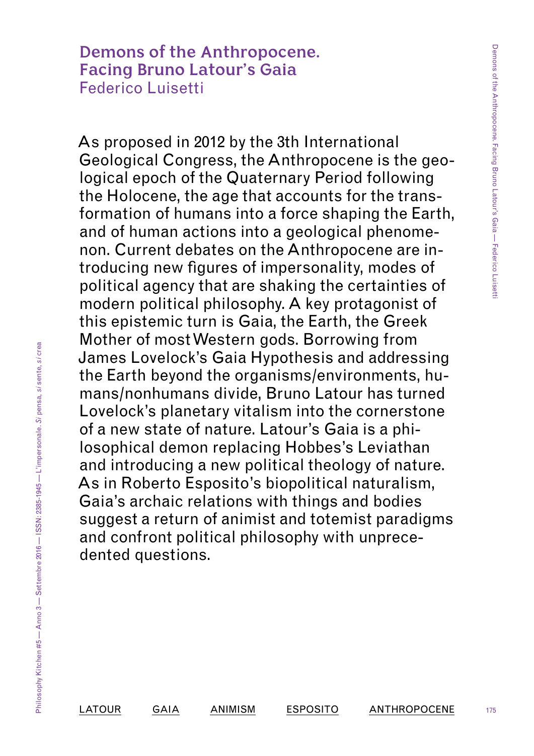# Demons of the Anthropocene. Facing Bruno Latour's Gaia

Federico Luisetti

As proposed in 2012 by the 3th International Geological Congress, the Anthropocene is the geological epoch of the Quaternary Period following the Holocene, the age that accounts for the transformation of humans into a force shaping the Earth, and of human actions into a geological phenomenon. Current debates on the Anthropocene are introducing new figures of impersonality, modes of political agency that are shaking the certainties of modern political philosophy. A key protagonist of this epistemic turn is Gaia, the Earth, the Greek Mother of most Western gods. Borrowing from James Lovelock's Gaia Hypothesis and addressing the Earth beyond the organisms/environments, humans/nonhumans divide, Bruno Latour has turned Lovelock's planetary vitalism into the cornerstone of a new state of nature. Latour's Gaia is a philosophical demon replacing Hobbes's Leviathan and introducing a new political theology of nature. As in Roberto Esposito's biopolitical naturalism, Gaia's archaic relations with things and bodies suggest a return of animist and totemist paradigms and confront political philosophy with unprecedented questions.

LATOUR GAIA ANIMISM ESPOSITO ANTHROPOCENE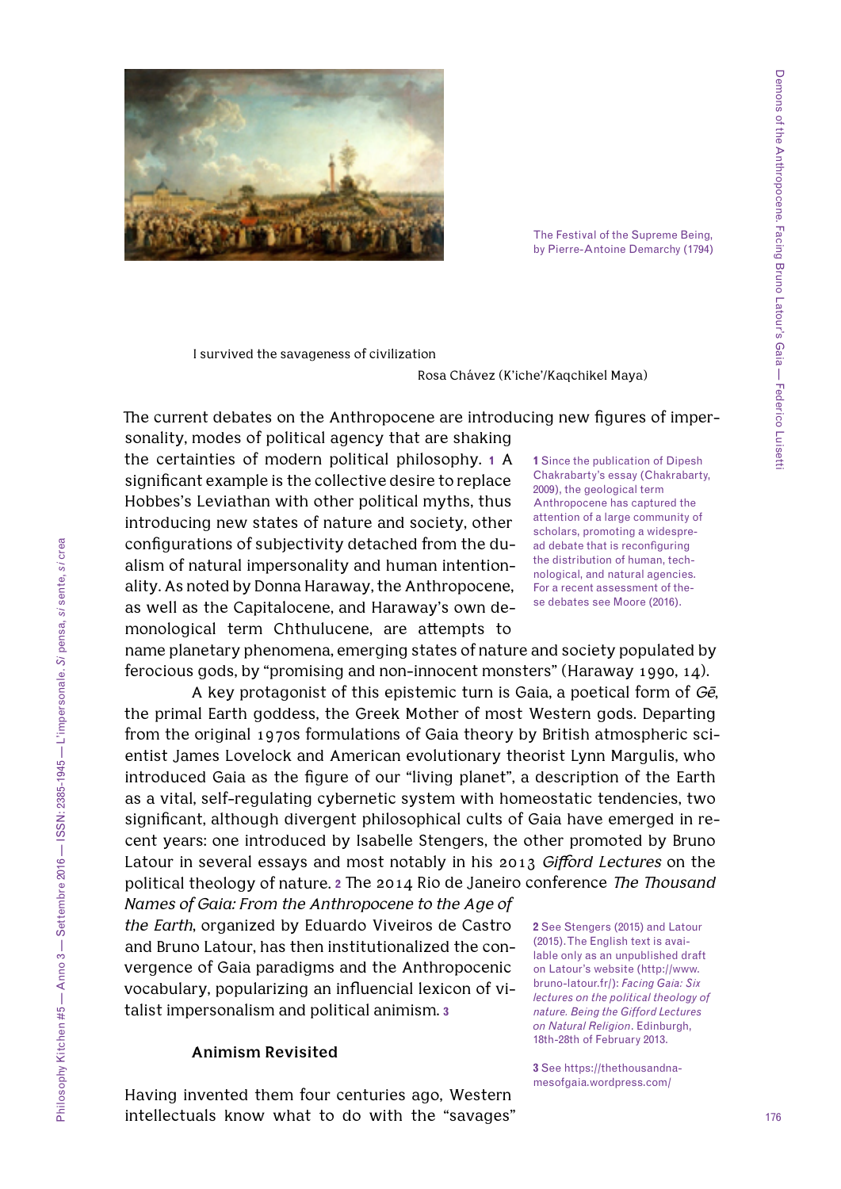The Festival of the Supreme Being, by Pierre-Antoine Demarchy (1794)

> I survived the savageness of civilization
>
> Rosa Chávez (K'iche'/Kaqchikel Maya)

The current debates on the Anthropocene are introducing new figures of impersonality, modes of political agency that are shaking the certainties of modern political philosophy. [1] A significant example is the collective desire to replace Hobbes's Leviathan with other political myths, thus introducing new states of nature and society, other configurations of subjectivity detached from the dualism of natural impersonality and human intentionality. As noted by Donna Haraway, the Anthropocene, as well as the Capitalocene, and Haraway's own demonological term Chthulucene, are attempts to name planetary phenomena, emerging states of nature and society populated by ferocious gods, by "promising and non-innocent monsters" (Haraway 1990, 14).

A key protagonist of this epistemic turn is Gaia, a poetical form of *Gē*, the primal Earth goddess, the Greek Mother of most Western gods. Departing from the original 1970s formulations of Gaia theory by British atmospheric scientist James Lovelock and American evolutionary theorist Lynn Margulis, who introduced Gaia as the figure of our "living planet", a description of the Earth as a vital, self-regulating cybernetic system with homeostatic tendencies, two significant, although divergent philosophical cults of Gaia have emerged in recent years: one introduced by Isabelle Stengers, the other promoted by Bruno Latour in several essays and most notably in his 2013 *Gifford Lectures* on the political theology of nature. [2] The 2014 Rio de Janeiro conference *The Thousand Names of Gaia: From the Anthropocene to the Age of the Earth*, organized by Eduardo Viveiros de Castro and Bruno Latour, has then institutionalized the convergence of Gaia paradigms and the Anthropocenic vocabulary, popularizing an influencial lexicon of vitalist impersonalism and political animism. [3]

### Animism Revisited

Having invented them four centuries ago, Western intellectuals know what to do with the "savages"

---

[1] Since the publication of Dipesh Chakrabarty's essay (Chakrabarty, 2009), the geological term Anthropocene has captured the attention of a large community of scholars, promoting a widespread debate that is reconfiguring the distribution of human, technological, and natural agencies. For a recent assessment of these debates see Moore (2016).

[2] See Stengers (2015) and Latour (2015). The English text is available only as an unpublished draft on Latour's website (http://www.bruno-latour.fr/): *Facing Gaia: Six lectures on the political theology of nature. Being the Gifford Lectures on Natural Religion*. Edinburgh, 18th-28th of February 2013.

[3] See https://thethousandnamesofgaia.wordpress.com/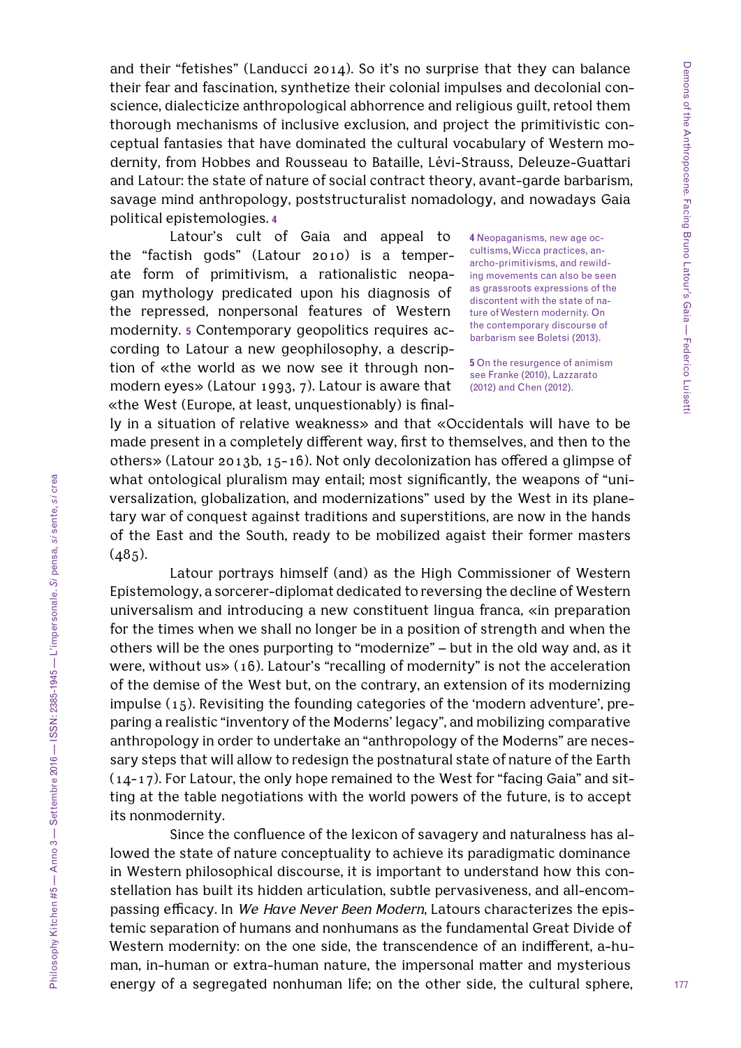and their "fetishes" (Landucci 2014). So it's no surprise that they can balance their fear and fascination, synthetize their colonial impulses and decolonial conscience, dialecticize anthropological abhorrence and religious guilt, retool them thorough mechanisms of inclusive exclusion, and project the primitivistic conceptual fantasies that have dominated the cultural vocabulary of Western modernity, from Hobbes and Rousseau to Bataille, Lévi-Strauss, Deleuze-Guattari and Latour: the state of nature of social contract theory, avant-garde barbarism, savage mind anthropology, poststructuralist nomadology, and nowadays Gaia political epistemologies. [4]

Latour's cult of Gaia and appeal to the "factish gods" (Latour 2010) is a temperate form of primitivism, a rationalistic neopagan mythology predicated upon his diagnosis of the repressed, nonpersonal features of Western modernity. [5] Contemporary geopolitics requires according to Latour a new geophilosophy, a description of «the world as we now see it through nonmodern eyes» (Latour 1993, 7). Latour is aware that «the West (Europe, at least, unquestionably) is finally in a situation of relative weakness» and that «Occidentals will have to be made present in a completely different way, first to themselves, and then to the others» (Latour 2013b, 15-16). Not only decolonization has offered a glimpse of what ontological pluralism may entail; most significantly, the weapons of "universalization, globalization, and modernizations" used by the West in its planetary war of conquest against traditions and superstitions, are now in the hands of the East and the South, ready to be mobilized agaist their former masters (485).

Latour portrays himself (and) as the High Commissioner of Western Epistemology, a sorcerer-diplomat dedicated to reversing the decline of Western universalism and introducing a new constituent lingua franca, «in preparation for the times when we shall no longer be in a position of strength and when the others will be the ones purporting to "modernize" – but in the old way and, as it were, without us» (16). Latour's "recalling of modernity" is not the acceleration of the demise of the West but, on the contrary, an extension of its modernizing impulse (15). Revisiting the founding categories of the 'modern adventure', preparing a realistic "inventory of the Moderns' legacy", and mobilizing comparative anthropology in order to undertake an "anthropology of the Moderns" are necessary steps that will allow to redesign the postnatural state of nature of the Earth (14-17). For Latour, the only hope remained to the West for "facing Gaia" and sitting at the table negotiations with the world powers of the future, is to accept its nonmodernity.

Since the confluence of the lexicon of savagery and naturalness has allowed the state of nature conceptuality to achieve its paradigmatic dominance in Western philosophical discourse, it is important to understand how this constellation has built its hidden articulation, subtle pervasiveness, and all-encompassing efficacy. In *We Have Never Been Modern*, Latours characterizes the epistemic separation of humans and nonhumans as the fundamental Great Divide of Western modernity: on the one side, the transcendence of an indifferent, a-human, in-human or extra-human nature, the impersonal matter and mysterious energy of a segregated nonhuman life; on the other side, the cultural sphere,

[4] Neopaganisms, new age occultisms, Wicca practices, anarcho-primitivisms, and rewilding movements can also be seen as grassroots expressions of the discontent with the state of nature of Western modernity. On the contemporary discourse of barbarism see Boletsi (2013).

[5] On the resurgence of animism see Franke (2010), Lazzarato (2012) and Chen (2012).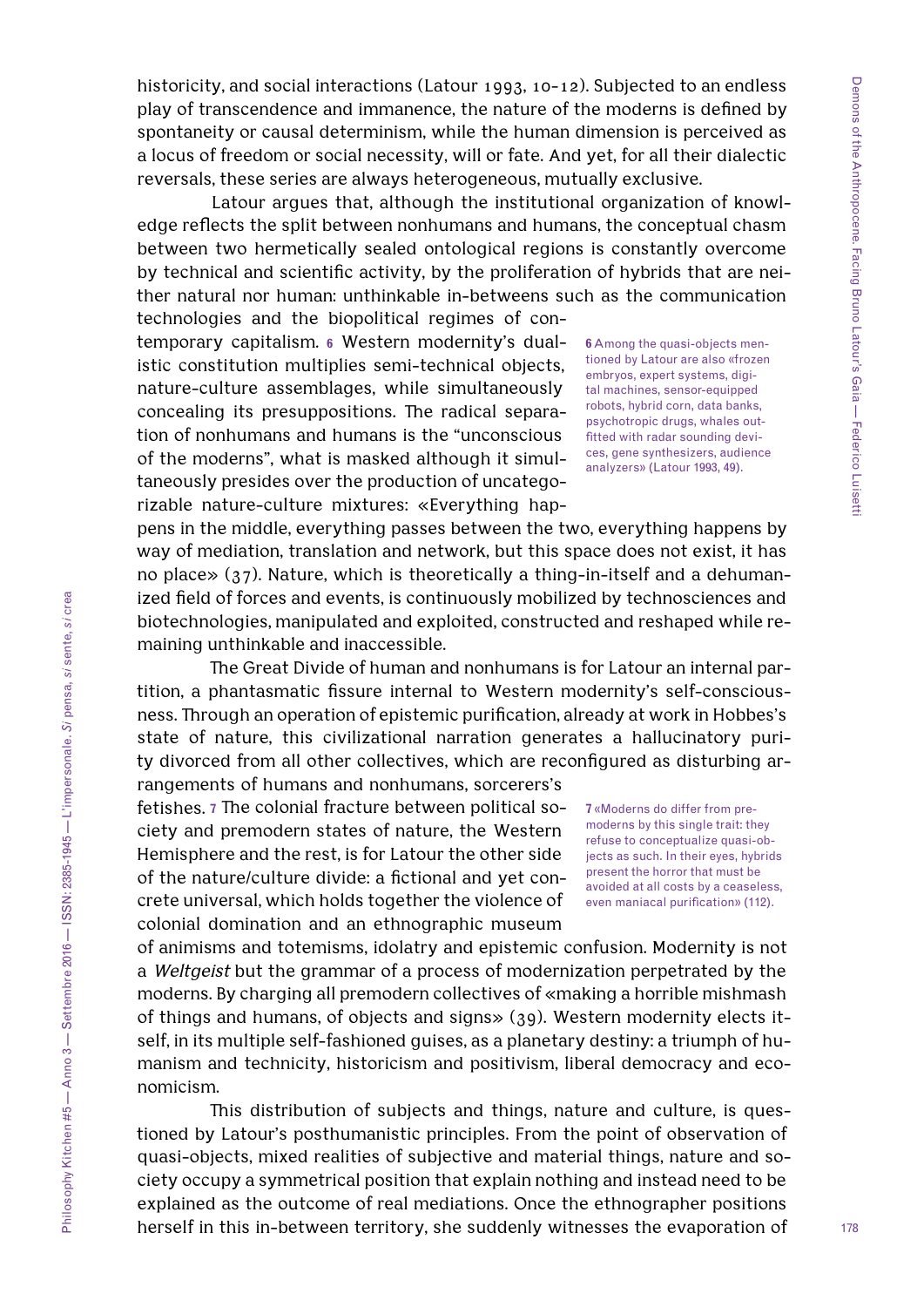historicity, and social interactions (Latour 1993, 10-12). Subjected to an endless play of transcendence and immanence, the nature of the moderns is defined by spontaneity or causal determinism, while the human dimension is perceived as a locus of freedom or social necessity, will or fate. And yet, for all their dialectic reversals, these series are always heterogeneous, mutually exclusive.

Latour argues that, although the institutional organization of knowledge reflects the split between nonhumans and humans, the conceptual chasm between two hermetically sealed ontological regions is constantly overcome by technical and scientific activity, by the proliferation of hybrids that are neither natural nor human: unthinkable in-betweens such as the communication technologies and the biopolitical regimes of contemporary capitalism. [6] Western modernity's dualistic constitution multiplies semi-technical objects, nature-culture assemblages, while simultaneously concealing its presuppositions. The radical separation of nonhumans and humans is the "unconscious of the moderns", what is masked although it simultaneously presides over the production of uncategorizable nature-culture mixtures: «Everything happens in the middle, everything passes between the two, everything happens by way of mediation, translation and network, but this space does not exist, it has no place» (37). Nature, which is theoretically a thing-in-itself and a dehumanized field of forces and events, is continuously mobilized by technosciences and biotechnologies, manipulated and exploited, constructed and reshaped while remaining unthinkable and inaccessible.

The Great Divide of human and nonhumans is for Latour an internal partition, a phantasmatic fissure internal to Western modernity's self-consciousness. Through an operation of epistemic purification, already at work in Hobbes's state of nature, this civilizational narration generates a hallucinatory purity divorced from all other collectives, which are reconfigured as disturbing arrangements of humans and nonhumans, sorcerers's fetishes. [7] The colonial fracture between political society and premodern states of nature, the Western Hemisphere and the rest, is for Latour the other side of the nature/culture divide: a fictional and yet concrete universal, which holds together the violence of colonial domination and an ethnographic museum of animisms and totemisms, idolatry and epistemic confusion. Modernity is not a *Weltgeist* but the grammar of a process of modernization perpetrated by the moderns. By charging all premodern collectives of «making a horrible mishmash of things and humans, of objects and signs» (39). Western modernity elects itself, in its multiple self-fashioned guises, as a planetary destiny: a triumph of humanism and technicity, historicism and positivism, liberal democracy and economicism.

This distribution of subjects and things, nature and culture, is questioned by Latour's posthumanistic principles. From the point of observation of quasi-objects, mixed realities of subjective and material things, nature and society occupy a symmetrical position that explain nothing and instead need to be explained as the outcome of real mediations. Once the ethnographer positions herself in this in-between territory, she suddenly witnesses the evaporation of

[6] Among the quasi-objects mentioned by Latour are also «frozen embryos, expert systems, digital machines, sensor-equipped robots, hybrid corn, data banks, psychotropic drugs, whales outfitted with radar sounding devices, gene synthesizers, audience analyzers» (Latour 1993, 49).

[7] «Moderns do differ from premoderns by this single trait: they refuse to conceptualize quasi-objects as such. In their eyes, hybrids present the horror that must be avoided at all costs by a ceaseless, even maniacal purification» (112).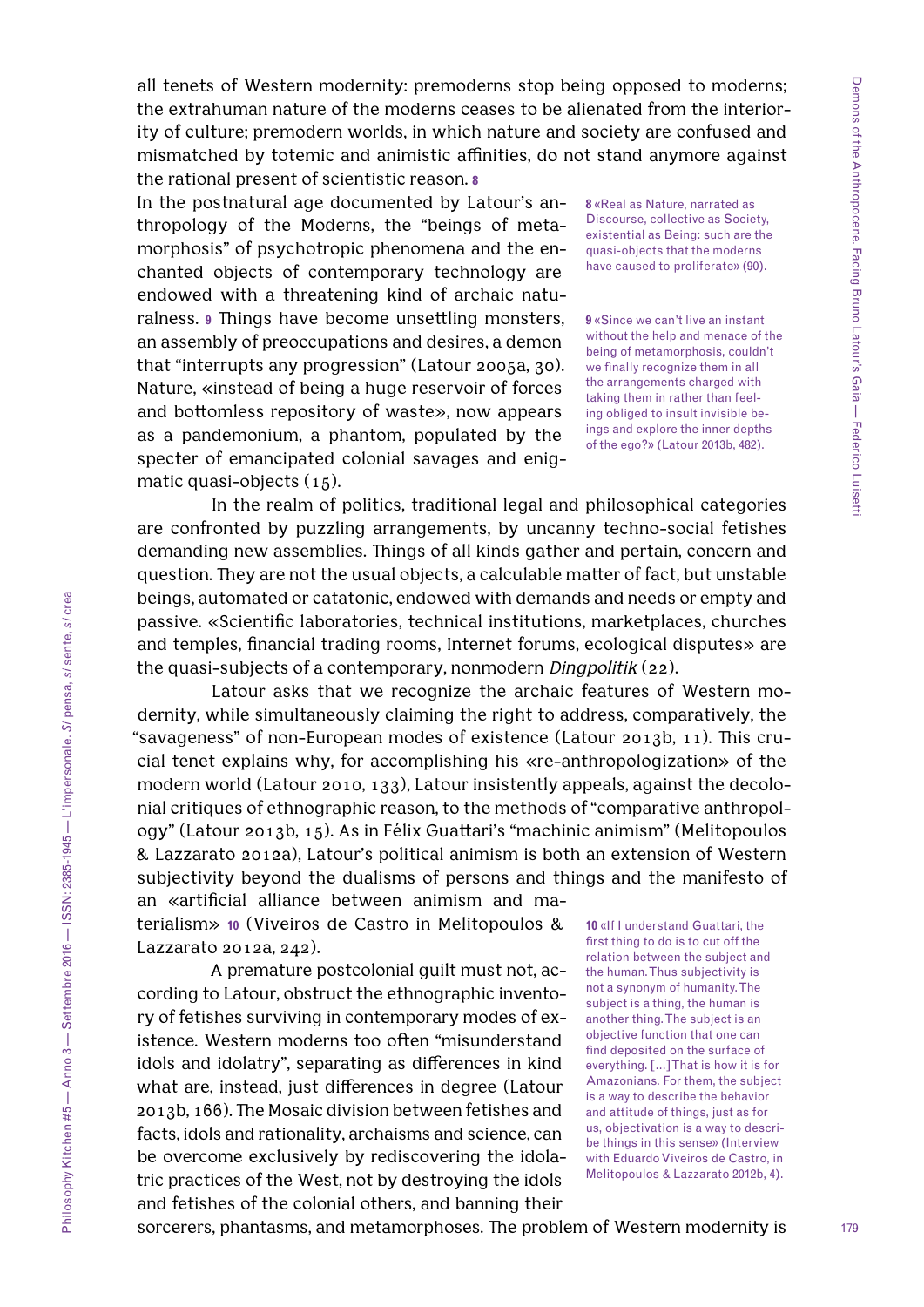all tenets of Western modernity: premoderns stop being opposed to moderns; the extrahuman nature of the moderns ceases to be alienated from the interiority of culture; premodern worlds, in which nature and society are confused and mismatched by totemic and animistic affinities, do not stand anymore against the rational present of scientistic reason. [8]

In the postnatural age documented by Latour's anthropology of the Moderns, the "beings of metamorphosis" of psychotropic phenomena and the enchanted objects of contemporary technology are endowed with a threatening kind of archaic naturalness. [9] Things have become unsettling monsters, an assembly of preoccupations and desires, a demon that "interrupts any progression" (Latour 2005a, 30). Nature, «instead of being a huge reservoir of forces and bottomless repository of waste», now appears as a pandemonium, a phantom, populated by the specter of emancipated colonial savages and enigmatic quasi-objects (15).

In the realm of politics, traditional legal and philosophical categories are confronted by puzzling arrangements, by uncanny techno-social fetishes demanding new assemblies. Things of all kinds gather and pertain, concern and question. They are not the usual objects, a calculable matter of fact, but unstable beings, automated or catatonic, endowed with demands and needs or empty and passive. «Scientific laboratories, technical institutions, marketplaces, churches and temples, financial trading rooms, Internet forums, ecological disputes» are the quasi-subjects of a contemporary, nonmodern *Dingpolitik* (22).

Latour asks that we recognize the archaic features of Western modernity, while simultaneously claiming the right to address, comparatively, the "savageness" of non-European modes of existence (Latour 2013b, 11). This crucial tenet explains why, for accomplishing his «re-anthropologization» of the modern world (Latour 2010, 133), Latour insistently appeals, against the decolonial critiques of ethnographic reason, to the methods of "comparative anthropology" (Latour 2013b, 15). As in Félix Guattari's "machinic animism" (Melitopoulos & Lazzarato 2012a), Latour's political animism is both an extension of Western subjectivity beyond the dualisms of persons and things and the manifesto of an «artificial alliance between animism and materialism» [10] (Viveiros de Castro in Melitopoulos & Lazzarato 2012a, 242).

A premature postcolonial guilt must not, according to Latour, obstruct the ethnographic inventory of fetishes surviving in contemporary modes of existence. Western moderns too often "misunderstand idols and idolatry", separating as differences in kind what are, instead, just differences in degree (Latour 2013b, 166). The Mosaic division between fetishes and facts, idols and rationality, archaisms and science, can be overcome exclusively by rediscovering the idolatric practices of the West, not by destroying the idols and fetishes of the colonial others, and banning their sorcerers, phantasms, and metamorphoses. The problem of Western modernity is

---

[8] «Real as Nature, narrated as Discourse, collective as Society, existential as Being: such are the quasi-objects that the moderns have caused to proliferate» (90).

[9] «Since we can't live an instant without the help and menace of the being of metamorphosis, couldn't we finally recognize them in all the arrangements charged with taking them in rather than feeling obliged to insult invisible beings and explore the inner depths of the ego?» (Latour 2013b, 482).

[10] «If I understand Guattari, the first thing to do is to cut off the relation between the subject and the human. Thus subjectivity is not a synonym of humanity. The subject is a thing, the human is another thing. The subject is an objective function that one can find deposited on the surface of everything. [...] That is how it is for Amazonians. For them, the subject is a way to describe the behavior and attitude of things, just as for us, objectivation is a way to describe things in this sense» (Interview with Eduardo Viveiros de Castro, in Melitopoulos & Lazzarato 2012b, 4).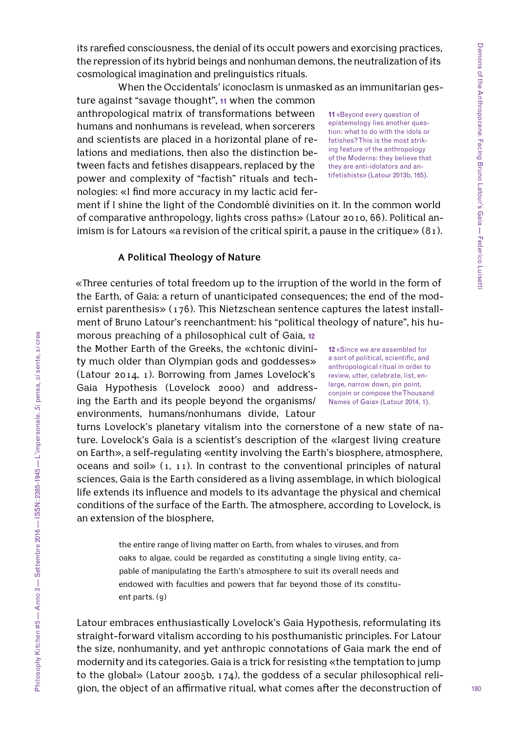its rarefied consciousness, the denial of its occult powers and exorcising practices, the repression of its hybrid beings and nonhuman demons, the neutralization of its cosmological imagination and prelinguistics rituals.

When the Occidentals' iconoclasm is unmasked as an immunitarian gesture against "savage thought", [11] when the common anthropological matrix of transformations between humans and nonhumans is revelead, when sorcerers and scientists are placed in a horizontal plane of relations and mediations, then also the distinction between facts and fetishes disappears, replaced by the power and complexity of "factish" rituals and technologies: «I find more accuracy in my lactic acid ferment if I shine the light of the Condomblé divinities on it. In the common world of comparative anthropology, lights cross paths» (Latour 2010, 66). Political animism is for Latours «a revision of the critical spirit, a pause in the critique» (81).

[11] «Beyond every question of epistemology lies another question: what to do with the idols or fetishes? This is the most striking feature of the anthropology of the Moderns: they believe that they are anti-idolators and antifetishists» (Latour 2013b, 165).

### A Political Theology of Nature

«Three centuries of total freedom up to the irruption of the world in the form of the Earth, of Gaia: a return of unanticipated consequences; the end of the modernist parenthesis» (176). This Nietzschean sentence captures the latest installment of Bruno Latour's reenchantment: his "political theology of nature", his humorous preaching of a philosophical cult of Gaia, [12] the Mother Earth of the Greeks, the «chtonic divinity much older than Olympian gods and goddesses» (Latour 2014, 1). Borrowing from James Lovelock's Gaia Hypothesis (Lovelock 2000) and addressing the Earth and its people beyond the organisms/environments, humans/nonhumans divide, Latour turns Lovelock's planetary vitalism into the cornerstone of a new state of nature. Lovelock's Gaia is a scientist's description of the «largest living creature on Earth», a self-regulating «entity involving the Earth's biosphere, atmosphere, oceans and soil» (1, 11). In contrast to the conventional principles of natural sciences, Gaia is the Earth considered as a living assemblage, in which biological life extends its influence and models to its advantage the physical and chemical conditions of the surface of the Earth. The atmosphere, according to Lovelock, is an extension of the biosphere,

[12] «Since we are assembled for a sort of political, scientific, and anthropological ritual in order to review, utter, celebrate, list, enlarge, narrow down, pin point, conjoin or compose the Thousand Names of Gaia» (Latour 2014, 1).

> the entire range of living matter on Earth, from whales to viruses, and from oaks to algae, could be regarded as constituting a single living entity, capable of manipulating the Earth's atmosphere to suit its overall needs and endowed with faculties and powers that far beyond those of its constituent parts. (9)

Latour embraces enthusiastically Lovelock's Gaia Hypothesis, reformulating its straight-forward vitalism according to his posthumanistic principles. For Latour the size, nonhumanity, and yet anthropic connotations of Gaia mark the end of modernity and its categories. Gaia is a trick for resisting «the temptation to jump to the global» (Latour 2005b, 174), the goddess of a secular philosophical religion, the object of an affirmative ritual, what comes after the deconstruction of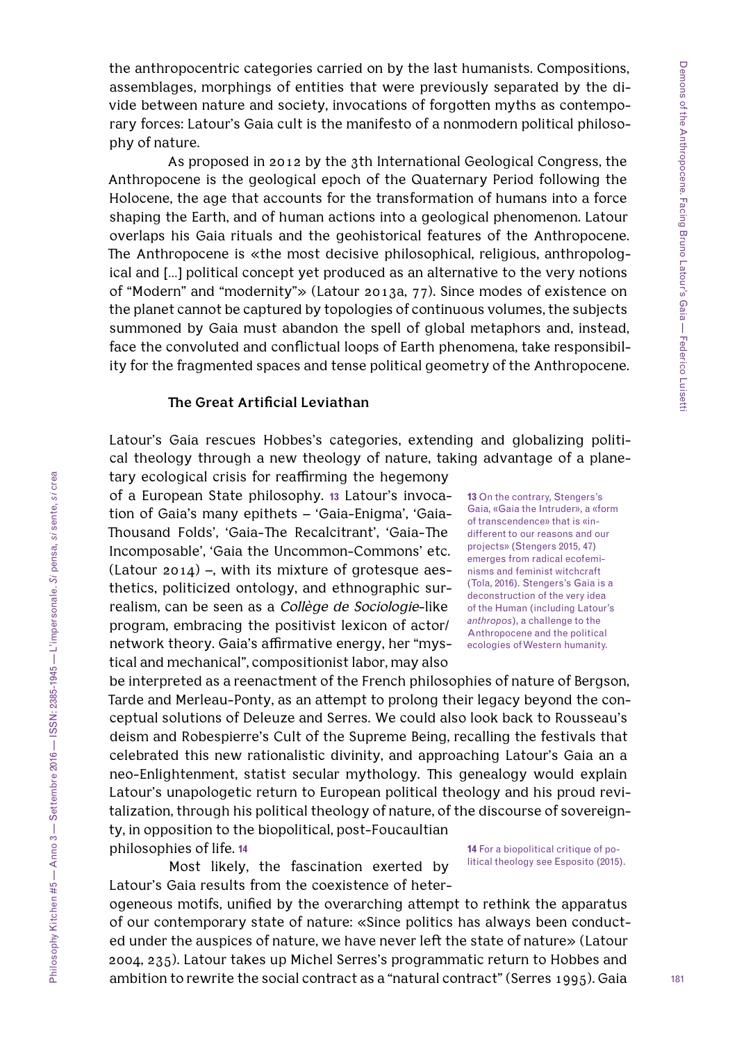the anthropocentric categories carried on by the last humanists. Compositions, assemblages, morphings of entities that were previously separated by the divide between nature and society, invocations of forgotten myths as contemporary forces: Latour's Gaia cult is the manifesto of a nonmodern political philosophy of nature.

As proposed in 2012 by the 3th International Geological Congress, the Anthropocene is the geological epoch of the Quaternary Period following the Holocene, the age that accounts for the transformation of humans into a force shaping the Earth, and of human actions into a geological phenomenon. Latour overlaps his Gaia rituals and the geohistorical features of the Anthropocene. The Anthropocene is «the most decisive philosophical, religious, anthropological and [...] political concept yet produced as an alternative to the very notions of "Modern" and "modernity"» (Latour 2013a, 77). Since modes of existence on the planet cannot be captured by topologies of continuous volumes, the subjects summoned by Gaia must abandon the spell of global metaphors and, instead, face the convoluted and conflictual loops of Earth phenomena, take responsibility for the fragmented spaces and tense political geometry of the Anthropocene.

### The Great Artificial Leviathan

Latour's Gaia rescues Hobbes's categories, extending and globalizing political theology through a new theology of nature, taking advantage of a planetary ecological crisis for reaffirming the hegemony of a European State philosophy. [13] Latour's invocation of Gaia's many epithets – 'Gaia-Enigma', 'Gaia-Thousand Folds', 'Gaia-The Recalcitrant', 'Gaia-The Incomposable', 'Gaia the Uncommon-Commons' etc. (Latour 2014) –, with its mixture of grotesque aesthetics, politicized ontology, and ethnographic surrealism, can be seen as a *Collège de Sociologie*-like program, embracing the positivist lexicon of actor/network theory. Gaia's affirmative energy, her "mystical and mechanical", compositionist labor, may also be interpreted as a reenactment of the French philosophies of nature of Bergson, Tarde and Merleau-Ponty, as an attempt to prolong their legacy beyond the conceptual solutions of Deleuze and Serres. We could also look back to Rousseau's deism and Robespierre's Cult of the Supreme Being, recalling the festivals that celebrated this new rationalistic divinity, and approaching Latour's Gaia an a neo-Enlightenment, statist secular mythology. This genealogy would explain Latour's unapologetic return to European political theology and his proud revitalization, through his political theology of nature, of the discourse of sovereignty, in opposition to the biopolitical, post-Foucaultian philosophies of life. [14]

Most likely, the fascination exerted by Latour's Gaia results from the coexistence of heterogeneous motifs, unified by the overarching attempt to rethink the apparatus of our contemporary state of nature: «Since politics has always been conducted under the auspices of nature, we have never left the state of nature» (Latour 2004, 235). Latour takes up Michel Serres's programmatic return to Hobbes and ambition to rewrite the social contract as a "natural contract" (Serres 1995). Gaia

13 On the contrary, Stengers's Gaia, «Gaia the Intruder», a «form of transcendence» that is «indifferent to our reasons and our projects» (Stengers 2015, 47) emerges from radical ecofeminisms and feminist witchcraft (Tola, 2016). Stengers's Gaia is a deconstruction of the very idea of the Human (including Latour's *anthropos*), a challenge to the Anthropocene and the political ecologies of Western humanity.

14 For a biopolitical critique of political theology see Esposito (2015).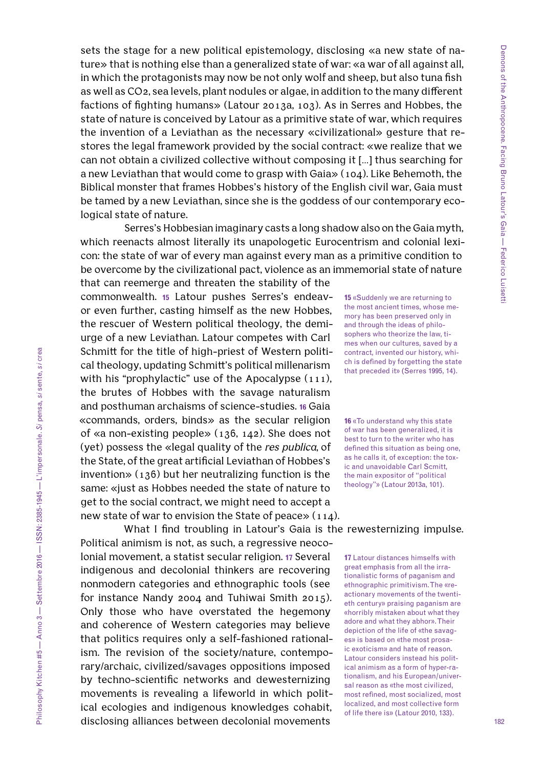sets the stage for a new political epistemology, disclosing «a new state of nature» that is nothing else than a generalized state of war: «a war of all against all, in which the protagonists may now be not only wolf and sheep, but also tuna fish as well as $CO_2$, sea levels, plant nodules or algae, in addition to the many different factions of fighting humans» (Latour 2013a, 103). As in Serres and Hobbes, the state of nature is conceived by Latour as a primitive state of war, which requires the invention of a Leviathan as the necessary «civilizational» gesture that restores the legal framework provided by the social contract: «we realize that we can not obtain a civilized collective without composing it [...] thus searching for a new Leviathan that would come to grasp with Gaia» (104). Like Behemoth, the Biblical monster that frames Hobbes's history of the English civil war, Gaia must be tamed by a new Leviathan, since she is the goddess of our contemporary ecological state of nature.

Serres's Hobbesian imaginary casts a long shadow also on the Gaia myth, which reenacts almost literally its unapologetic Eurocentrism and colonial lexicon: the state of war of every man against every man as a primitive condition to be overcome by the civilizational pact, violence as an immemorial state of nature that can reemerge and threaten the stability of the commonwealth. [15] Latour pushes Serres's endeavor even further, casting himself as the new Hobbes, the rescuer of Western political theology, the demiurge of a new Leviathan. Latour competes with Carl Schmitt for the title of high-priest of Western political theology, updating Schmitt's political millenarism with his "prophylactic" use of the Apocalypse (111), the brutes of Hobbes with the savage naturalism and posthuman archaisms of science-studies. [16] Gaia «commands, orders, binds» as the secular religion of «a non-existing people» (136, 142). She does not (yet) possess the «legal quality of the *res publica*, of the State, of the great artificial Leviathan of Hobbes's invention» (136) but her neutralizing function is the same: «just as Hobbes needed the state of nature to get to the social contract, we might need to accept a new state of war to envision the State of peace» (114).

What I find troubling in Latour's Gaia is the rewesternizing impulse. Political animism is not, as such, a regressive neocolonial movement, a statist secular religion. [17] Several indigenous and decolonial thinkers are recovering nonmodern categories and ethnographic tools (see for instance Nandy 2004 and Tuhiwai Smith 2015). Only those who have overstated the hegemony and coherence of Western categories may believe that politics requires only a self-fashioned rationalism. The revision of the society/nature, contemporary/archaic, civilized/savages oppositions imposed by techno-scientific networks and dewesternizing movements is revealing a lifeworld in which political ecologies and indigenous knowledges cohabit, disclosing alliances between decolonial movements

15 «Suddenly we are returning to the most ancient times, whose memory has been preserved only in and through the ideas of philosophers who theorize the law, times when our cultures, saved by a contract, invented our history, which is defined by forgetting the state that preceded it» (Serres 1995, 14).

16 «To understand why this state of war has been generalized, it is best to turn to the writer who has defined this situation as being one, as he calls it, of exception: the toxic and unavoidable Carl Scmitt, the main expositor of "political theology"» (Latour 2013a, 101).

17 Latour distances himselfs with great emphasis from all the irrationalistic forms of paganism and ethnographic primitivism. The «reactionary movements of the twentieth century» praising paganism are «horribly mistaken about what they adore and what they abhor». Their depiction of the life of «the savages» is based on «the most prosaic exoticism» and hate of reason. Latour considers instead his political animism as a form of hyper-rationalism, and his European/universal reason as «the most civilized, most refined, most socialized, most localized, and most collective form of life there is» (Latour 2010, 133).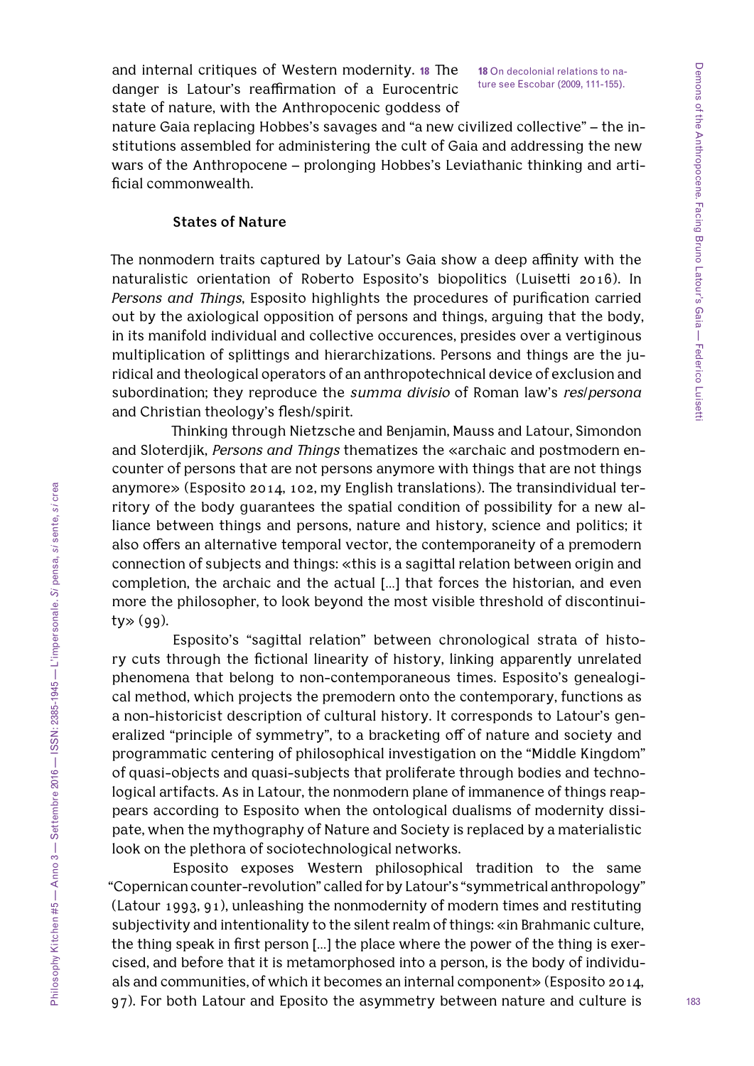and internal critiques of Western modernity. [18] The danger is Latour's reaffirmation of a Eurocentric state of nature, with the Anthropocenic goddess of nature Gaia replacing Hobbes's savages and "a new civilized collective" – the institutions assembled for administering the cult of Gaia and addressing the new wars of the Anthropocene – prolonging Hobbes's Leviathanic thinking and artificial commonwealth.

18 On decolonial relations to nature see Escobar (2009, 111-155).

### States of Nature

The nonmodern traits captured by Latour's Gaia show a deep affinity with the naturalistic orientation of Roberto Esposito's biopolitics (Luisetti 2016). In *Persons and Things*, Esposito highlights the procedures of purification carried out by the axiological opposition of persons and things, arguing that the body, in its manifold individual and collective occurences, presides over a vertiginous multiplication of splittings and hierarchizations. Persons and things are the juridical and theological operators of an anthropotechnical device of exclusion and subordination; they reproduce the *summa divisio* of Roman law's *res/persona* and Christian theology's flesh/spirit.

Thinking through Nietzsche and Benjamin, Mauss and Latour, Simondon and Sloterdjik, *Persons and Things* thematizes the «archaic and postmodern encounter of persons that are not persons anymore with things that are not things anymore» (Esposito 2014, 102, my English translations). The transindividual territory of the body guarantees the spatial condition of possibility for a new alliance between things and persons, nature and history, science and politics; it also offers an alternative temporal vector, the contemporaneity of a premodern connection of subjects and things: «this is a sagittal relation between origin and completion, the archaic and the actual [...] that forces the historian, and even more the philosopher, to look beyond the most visible threshold of discontinuity» (99).

Esposito's "sagittal relation" between chronological strata of history cuts through the fictional linearity of history, linking apparently unrelated phenomena that belong to non-contemporaneous times. Esposito's genealogical method, which projects the premodern onto the contemporary, functions as a non-historicist description of cultural history. It corresponds to Latour's generalized "principle of symmetry", to a bracketing off of nature and society and programmatic centering of philosophical investigation on the "Middle Kingdom" of quasi-objects and quasi-subjects that proliferate through bodies and technological artifacts. As in Latour, the nonmodern plane of immanence of things reappears according to Esposito when the ontological dualisms of modernity dissipate, when the mythography of Nature and Society is replaced by a materialistic look on the plethora of sociotechnological networks.

Esposito exposes Western philosophical tradition to the same "Copernican counter-revolution" called for by Latour's "symmetrical anthropology" (Latour 1993, 91), unleashing the nonmodernity of modern times and restituting subjectivity and intentionality to the silent realm of things: «in Brahmanic culture, the thing speak in first person [...] the place where the power of the thing is exercised, and before that it is metamorphosed into a person, is the body of individuals and communities, of which it becomes an internal component» (Esposito 2014, 97). For both Latour and Eposito the asymmetry between nature and culture is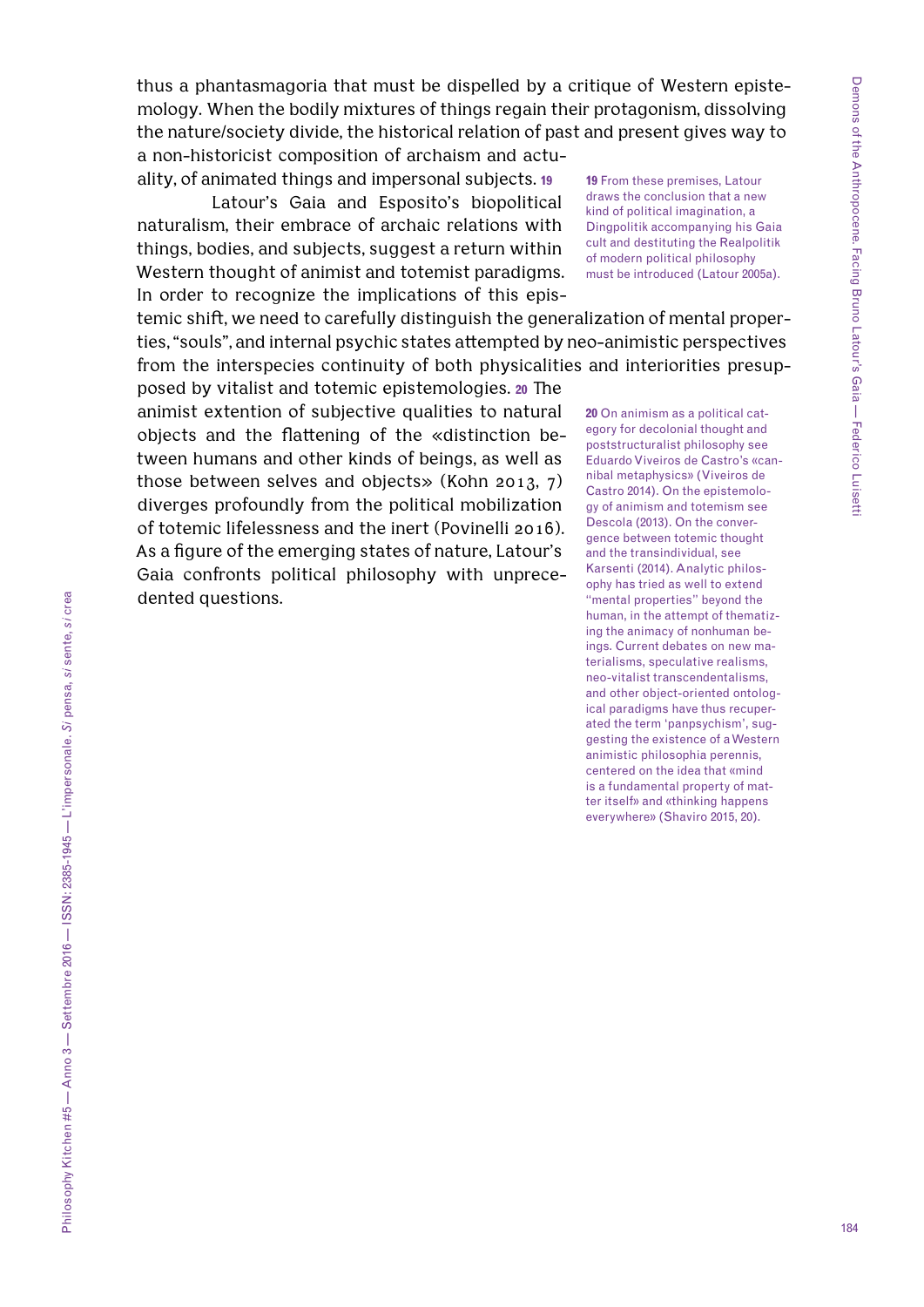thus a phantasmagoria that must be dispelled by a critique of Western epistemology. When the bodily mixtures of things regain their protagonism, dissolving the nature/society divide, the historical relation of past and present gives way to a non-historicist composition of archaism and actuality, of animated things and impersonal subjects. [19]

Latour's Gaia and Esposito's biopolitical naturalism, their embrace of archaic relations with things, bodies, and subjects, suggest a return within Western thought of animist and totemist paradigms. In order to recognize the implications of this epistemic shift, we need to carefully distinguish the generalization of mental properties, "souls", and internal psychic states attempted by neo-animistic perspectives from the interspecies continuity of both physicalities and interiorities presupposed by vitalist and totemic epistemologies. [20] The animist extention of subjective qualities to natural objects and the flattening of the «distinction between humans and other kinds of beings, as well as those between selves and objects» (Kohn 2013, 7) diverges profoundly from the political mobilization of totemic lifelessness and the inert (Povinelli 2016). As a figure of the emerging states of nature, Latour's Gaia confronts political philosophy with unprecedented questions.

**19** From these premises, Latour draws the conclusion that a new kind of political imagination, a Dingpolitik accompanying his Gaia cult and destituting the Realpolitik of modern political philosophy must be introduced (Latour 2005a).

**20** On animism as a political category for decolonial thought and poststructuralist philosophy see Eduardo Viveiros de Castro's «cannibal metaphysics» (Viveiros de Castro 2014). On the epistemology of animism and totemism see Descola (2013). On the convergence between totemic thought and the transindividual, see Karsenti (2014). Analytic philosophy has tried as well to extend "mental properties" beyond the human, in the attempt of thematizing the animacy of nonhuman beings. Current debates on new materialisms, speculative realisms, neo-vitalist transcendentalisms, and other object-oriented ontological paradigms have thus recuperated the term 'panpsychism', suggesting the existence of a Western animistic philosophia perennis, centered on the idea that «mind is a fundamental property of matter itself» and «thinking happens everywhere» (Shaviro 2015, 20).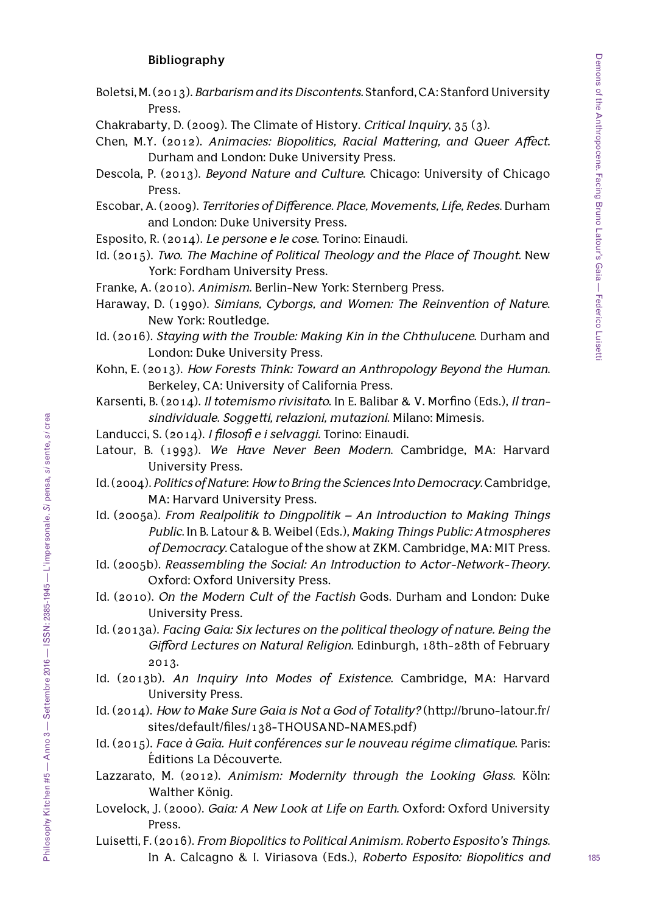### Bibliography

Boletsi, M. (2013). *Barbarism and its Discontents*. Stanford, CA: Stanford University Press.

Chakrabarty, D. (2009). The Climate of History. *Critical Inquiry*, 35 (3).

Chen, M.Y. (2012). *Animacies: Biopolitics, Racial Mattering, and Queer Affect*. Durham and London: Duke University Press.

Descola, P. (2013). *Beyond Nature and Culture*. Chicago: University of Chicago Press.

Escobar, A. (2009). *Territories of Difference. Place, Movements, Life, Redes*. Durham and London: Duke University Press.

Esposito, R. (2014). *Le persone e le cose*. Torino: Einaudi.

Id. (2015). *Two. The Machine of Political Theology and the Place of Thought*. New York: Fordham University Press.

Franke, A. (2010). *Animism*. Berlin-New York: Sternberg Press.

Haraway, D. (1990). *Simians, Cyborgs, and Women: The Reinvention of Nature*. New York: Routledge.

Id. (2016). *Staying with the Trouble: Making Kin in the Chthulucene*. Durham and London: Duke University Press.

Kohn, E. (2013). *How Forests Think: Toward an Anthropology Beyond the Human*. Berkeley, CA: University of California Press.

Karsenti, B. (2014). *Il totemismo rivisitato*. In E. Balibar & V. Morfino (Eds.), *Il transindividuale. Soggetti, relazioni, mutazioni*. Milano: Mimesis.

Landucci, S. (2014). *I filosofi e i selvaggi*. Torino: Einaudi.

Latour, B. (1993). *We Have Never Been Modern*. Cambridge, MA: Harvard University Press.

Id. (2004). *Politics of Nature*: *How to Bring the Sciences Into Democracy*. Cambridge, MA: Harvard University Press.

Id. (2005a). *From Realpolitik to Dingpolitik – An Introduction to Making Things Public*. In B. Latour & B. Weibel (Eds.), *Making Things Public: Atmospheres of Democracy*. Catalogue of the show at ZKM. Cambridge, MA: MIT Press.

Id. (2005b). *Reassembling the Social: An Introduction to Actor-Network-Theory*. Oxford: Oxford University Press.

Id. (2010). *On the Modern Cult of the Factish* Gods. Durham and London: Duke University Press.

Id. (2013a). *Facing Gaia: Six lectures on the political theology of nature. Being the Gifford Lectures on Natural Religion*. Edinburgh, 18th-28th of February 2013.

Id. (2013b). *An Inquiry Into Modes of Existence*. Cambridge, MA: Harvard University Press.

Id. (2014). *How to Make Sure Gaia is Not a God of Totality?* (http://bruno-latour.fr/sites/default/files/138-THOUSAND-NAMES.pdf)

Id. (2015). *Face à Gaïa. Huit conférences sur le nouveau régime climatique*. Paris: Éditions La Découverte.

Lazzarato, M. (2012). *Animism: Modernity through the Looking Glass*. Köln: Walther König.

Lovelock, J. (2000). *Gaia: A New Look at Life on Earth*. Oxford: Oxford University Press.

Luisetti, F. (2016). *From Biopolitics to Political Animism. Roberto Esposito's Things*. In A. Calcagno & I. Viriasova (Eds.), *Roberto Esposito: Biopolitics and*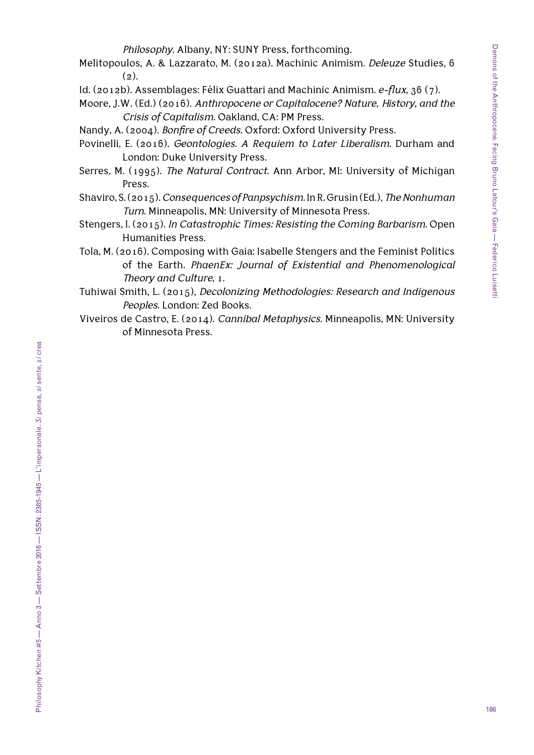*Philosophy*. Albany, NY: SUNY Press, forthcoming.

Melitopoulos, A. & Lazzarato, M. (2012a). Machinic Animism. *Deleuze* Studies, 6 (2).

Id. (2012b). Assemblages: Félix Guattari and Machinic Animism. *e-flux*, 36 (7).

Moore, J.W. (Ed.) (2016). *Anthropocene or Capitalocene? Nature, History, and the Crisis of Capitalism*. Oakland, CA: PM Press.

Nandy, A. (2004). *Bonfire of Creeds*. Oxford: Oxford University Press.

Povinelli, E. (2016). *Geontologies. A Requiem to Later Liberalism*. Durham and London: Duke University Press.

Serres, M. (1995). *The Natural Contract*. Ann Arbor, MI: University of Michigan Press.

Shaviro, S. (2015). *Consequences of Panpsychism*. In R. Grusin (Ed.), *The Nonhuman Turn*. Minneapolis, MN: University of Minnesota Press.

Stengers, I. (2015). *In Catastrophic Times: Resisting the Coming Barbarism*. Open Humanities Press.

Tola, M. (2016). Composing with Gaia: Isabelle Stengers and the Feminist Politics of the Earth. *PhaenEx: Journal of Existential and Phenomenological Theory and Culture*, 1.

Tuhiwai Smith, L. (2015), *Decolonizing Methodologies: Research and Indigenous Peoples*. London: Zed Books.

Viveiros de Castro, E. (2014). *Cannibal Metaphysics*. Minneapolis, MN: University of Minnesota Press.